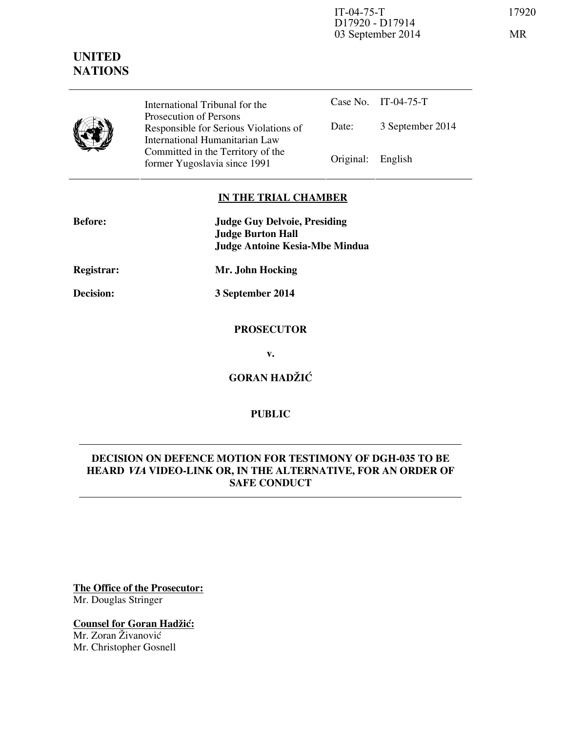IT-04-75-T
D17920 - D17914
03 September 2014

17920

MR

**UNITED NATIONS**

| | International Tribunal for the Prosecution of Persons Responsible for Serious Violations of International Humanitarian Law Committed in the Territory of the former Yugoslavia since 1991 | Case No. | IT-04-75-T |
|---|---|---|---|
| | | Date: | 3 September 2014 |
| | | Original: | English |

**IN THE TRIAL CHAMBER**

**Before:** **Judge Guy Delvoie, Presiding**
**Judge Burton Hall**
**Judge Antoine Kesia-Mbe Mindua**

**Registrar:** **Mr. John Hocking**

**Decision:** **3 September 2014**

**PROSECUTOR**

**v.**

**GORAN HADŽIĆ**

**PUBLIC**

**DECISION ON DEFENCE MOTION FOR TESTIMONY OF DGH-035 TO BE HEARD *VIA* VIDEO-LINK OR, IN THE ALTERNATIVE, FOR AN ORDER OF SAFE CONDUCT**

**The Office of the Prosecutor:**
Mr. Douglas Stringer

**Counsel for Goran Hadžić:**
Mr. Zoran Živanović
Mr. Christopher Gosnell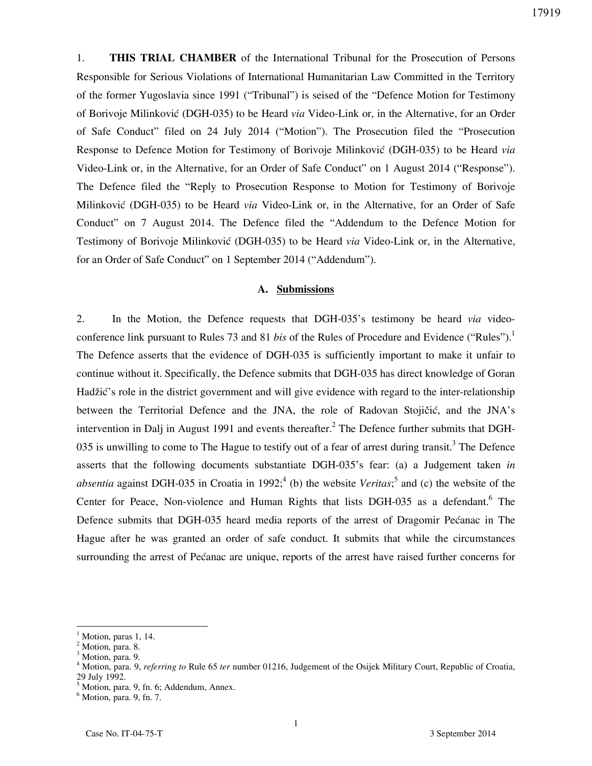1. **THIS TRIAL CHAMBER** of the International Tribunal for the Prosecution of Persons Responsible for Serious Violations of International Humanitarian Law Committed in the Territory of the former Yugoslavia since 1991 ("Tribunal") is seised of the "Defence Motion for Testimony of Borivoje Milinković (DGH-035) to be Heard *via* Video-Link or, in the Alternative, for an Order of Safe Conduct" filed on 24 July 2014 ("Motion"). The Prosecution filed the "Prosecution Response to Defence Motion for Testimony of Borivoje Milinković (DGH-035) to be Heard *via* Video-Link or, in the Alternative, for an Order of Safe Conduct" on 1 August 2014 ("Response"). The Defence filed the "Reply to Prosecution Response to Motion for Testimony of Borivoje Milinković (DGH-035) to be Heard *via* Video-Link or, in the Alternative, for an Order of Safe Conduct" on 7 August 2014. The Defence filed the "Addendum to the Defence Motion for Testimony of Borivoje Milinković (DGH-035) to be Heard *via* Video-Link or, in the Alternative, for an Order of Safe Conduct" on 1 September 2014 ("Addendum").

## A. Submissions

2. In the Motion, the Defence requests that DGH-035's testimony be heard *via* video-conference link pursuant to Rules 73 and 81 *bis* of the Rules of Procedure and Evidence ("Rules").[1] The Defence asserts that the evidence of DGH-035 is sufficiently important to make it unfair to continue without it. Specifically, the Defence submits that DGH-035 has direct knowledge of Goran Hadžić's role in the district government and will give evidence with regard to the inter-relationship between the Territorial Defence and the JNA, the role of Radovan Stojičić, and the JNA's intervention in Dalj in August 1991 and events thereafter.[2] The Defence further submits that DGH-035 is unwilling to come to The Hague to testify out of a fear of arrest during transit.[3] The Defence asserts that the following documents substantiate DGH-035's fear: (a) a Judgement taken *in absentia* against DGH-035 in Croatia in 1992;[4] (b) the website *Veritas*;[5] and (c) the website of the Center for Peace, Non-violence and Human Rights that lists DGH-035 as a defendant.[6] The Defence submits that DGH-035 heard media reports of the arrest of Dragomir Pećanac in The Hague after he was granted an order of safe conduct. It submits that while the circumstances surrounding the arrest of Pećanac are unique, reports of the arrest have raised further concerns for

---

[1] Motion, paras 1, 14.

[2] Motion, para. 8.

[3] Motion, para. 9.

[4] Motion, para. 9, *referring to* Rule 65 *ter* number 01216, Judgement of the Osijek Military Court, Republic of Croatia, 29 July 1992.

[5] Motion, para. 9, fn. 6; Addendum, Annex.

[6] Motion, para. 9, fn. 7.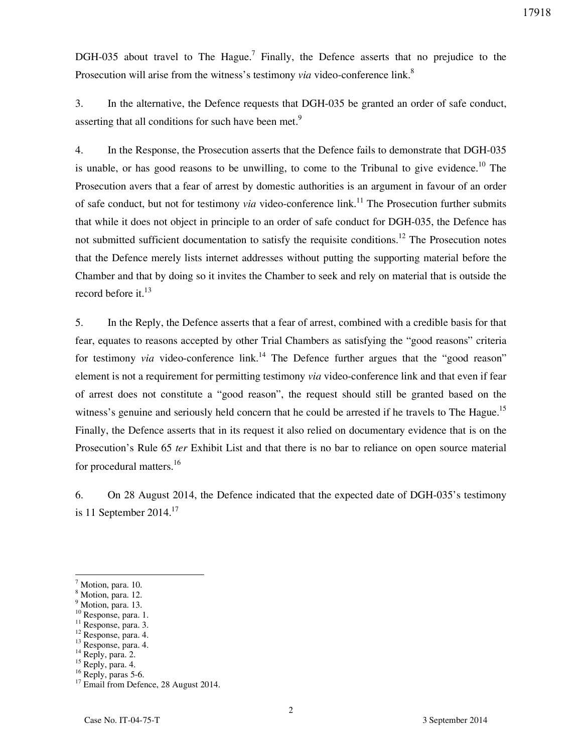DGH-035 about travel to The Hague.[7] Finally, the Defence asserts that no prejudice to the Prosecution will arise from the witness's testimony *via* video-conference link.[8]

3. In the alternative, the Defence requests that DGH-035 be granted an order of safe conduct, asserting that all conditions for such have been met.[9]

4. In the Response, the Prosecution asserts that the Defence fails to demonstrate that DGH-035 is unable, or has good reasons to be unwilling, to come to the Tribunal to give evidence.[10] The Prosecution avers that a fear of arrest by domestic authorities is an argument in favour of an order of safe conduct, but not for testimony *via* video-conference link.[11] The Prosecution further submits that while it does not object in principle to an order of safe conduct for DGH-035, the Defence has not submitted sufficient documentation to satisfy the requisite conditions.[12] The Prosecution notes that the Defence merely lists internet addresses without putting the supporting material before the Chamber and that by doing so it invites the Chamber to seek and rely on material that is outside the record before it.[13]

5. In the Reply, the Defence asserts that a fear of arrest, combined with a credible basis for that fear, equates to reasons accepted by other Trial Chambers as satisfying the "good reasons" criteria for testimony *via* video-conference link.[14] The Defence further argues that the "good reason" element is not a requirement for permitting testimony *via* video-conference link and that even if fear of arrest does not constitute a "good reason", the request should still be granted based on the witness's genuine and seriously held concern that he could be arrested if he travels to The Hague.[15] Finally, the Defence asserts that in its request it also relied on documentary evidence that is on the Prosecution's Rule 65 *ter* Exhibit List and that there is no bar to reliance on open source material for procedural matters.[16]

6. On 28 August 2014, the Defence indicated that the expected date of DGH-035's testimony is 11 September 2014.[17]

---

[7] Motion, para. 10.
[8] Motion, para. 12.
[9] Motion, para. 13.
[10] Response, para. 1.
[11] Response, para. 3.
[12] Response, para. 4.
[13] Response, para. 4.
[14] Reply, para. 2.
[15] Reply, para. 4.
[16] Reply, paras 5-6.
[17] Email from Defence, 28 August 2014.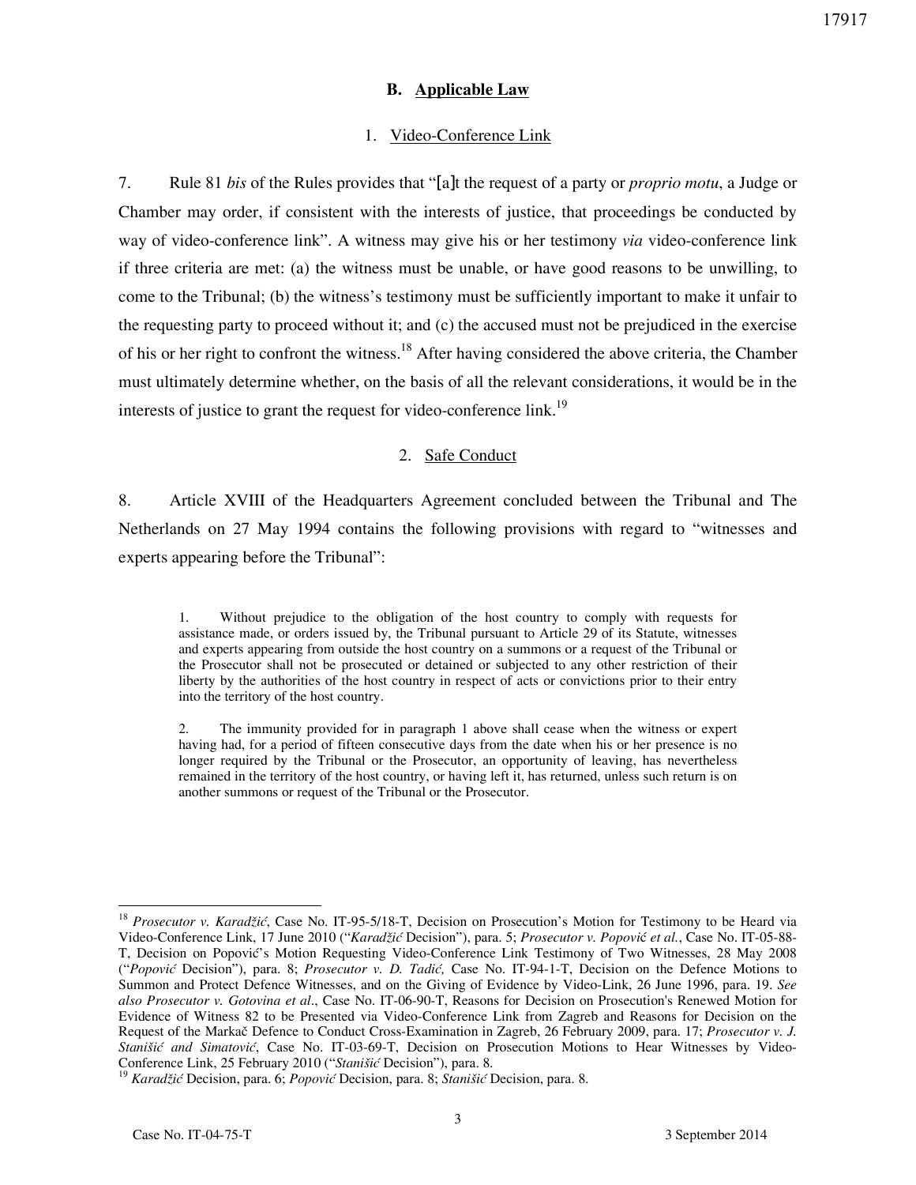## B. Applicable Law

### 1. Video-Conference Link

7. Rule 81 *bis* of the Rules provides that "[a]t the request of a party or *proprio motu*, a Judge or Chamber may order, if consistent with the interests of justice, that proceedings be conducted by way of video-conference link". A witness may give his or her testimony *via* video-conference link if three criteria are met: (a) the witness must be unable, or have good reasons to be unwilling, to come to the Tribunal; (b) the witness's testimony must be sufficiently important to make it unfair to the requesting party to proceed without it; and (c) the accused must not be prejudiced in the exercise of his or her right to confront the witness.[18] After having considered the above criteria, the Chamber must ultimately determine whether, on the basis of all the relevant considerations, it would be in the interests of justice to grant the request for video-conference link.[19]

### 2. Safe Conduct

8. Article XVIII of the Headquarters Agreement concluded between the Tribunal and The Netherlands on 27 May 1994 contains the following provisions with regard to "witnesses and experts appearing before the Tribunal":

> 1. Without prejudice to the obligation of the host country to comply with requests for assistance made, or orders issued by, the Tribunal pursuant to Article 29 of its Statute, witnesses and experts appearing from outside the host country on a summons or a request of the Tribunal or the Prosecutor shall not be prosecuted or detained or subjected to any other restriction of their liberty by the authorities of the host country in respect of acts or convictions prior to their entry into the territory of the host country.
>
> 2. The immunity provided for in paragraph 1 above shall cease when the witness or expert having had, for a period of fifteen consecutive days from the date when his or her presence is no longer required by the Tribunal or the Prosecutor, an opportunity of leaving, has nevertheless remained in the territory of the host country, or having left it, has returned, unless such return is on another summons or request of the Tribunal or the Prosecutor.

---

[18] *Prosecutor v. Karadžić*, Case No. IT-95-5/18-T, Decision on Prosecution's Motion for Testimony to be Heard via Video-Conference Link, 17 June 2010 ("*Karadžić* Decision"), para. 5; *Prosecutor v. Popović et al.*, Case No. IT-05-88-T, Decision on Popović's Motion Requesting Video-Conference Link Testimony of Two Witnesses, 28 May 2008 ("*Popović* Decision"), para. 8; *Prosecutor v. D. Tadić,* Case No. IT-94-1-T, Decision on the Defence Motions to Summon and Protect Defence Witnesses, and on the Giving of Evidence by Video-Link, 26 June 1996, para. 19. *See also Prosecutor v. Gotovina et al.*, Case No. IT-06-90-T, Reasons for Decision on Prosecution's Renewed Motion for Evidence of Witness 82 to be Presented via Video-Conference Link from Zagreb and Reasons for Decision on the Request of the Markač Defence to Conduct Cross-Examination in Zagreb, 26 February 2009, para. 17; *Prosecutor v. J. Stanišić and Simatović*, Case No. IT-03-69-T, Decision on Prosecution Motions to Hear Witnesses by Video-Conference Link, 25 February 2010 ("*Stanišić* Decision"), para. 8.

[19] *Karadžić* Decision, para. 6; *Popović* Decision, para. 8; *Stanišić* Decision, para. 8.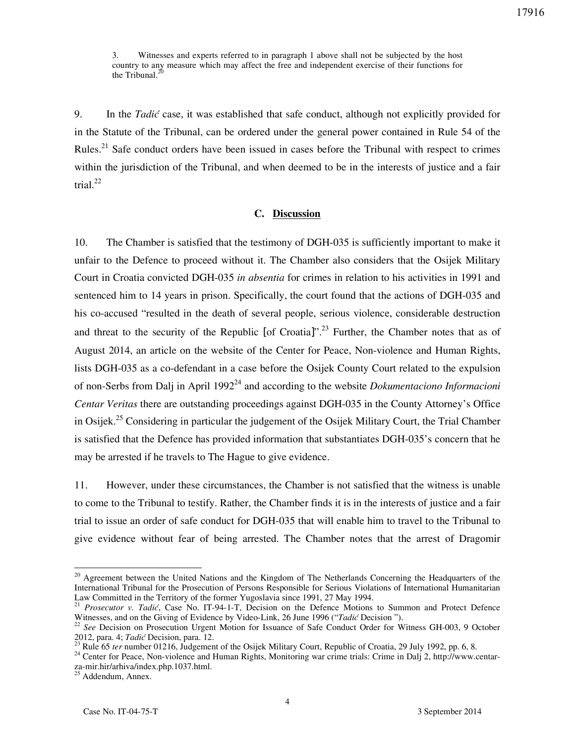3. Witnesses and experts referred to in paragraph 1 above shall not be subjected by the host country to any measure which may affect the free and independent exercise of their functions for the Tribunal.[20]

9. In the *Tadić* case, it was established that safe conduct, although not explicitly provided for in the Statute of the Tribunal, can be ordered under the general power contained in Rule 54 of the Rules.[21] Safe conduct orders have been issued in cases before the Tribunal with respect to crimes within the jurisdiction of the Tribunal, and when deemed to be in the interests of justice and a fair trial.[22]

### C. Discussion

10. The Chamber is satisfied that the testimony of DGH-035 is sufficiently important to make it unfair to the Defence to proceed without it. The Chamber also considers that the Osijek Military Court in Croatia convicted DGH-035 *in absentia* for crimes in relation to his activities in 1991 and sentenced him to 14 years in prison. Specifically, the court found that the actions of DGH-035 and his co-accused "resulted in the death of several people, serious violence, considerable destruction and threat to the security of the Republic [of Croatia]".[23] Further, the Chamber notes that as of August 2014, an article on the website of the Center for Peace, Non-violence and Human Rights, lists DGH-035 as a co-defendant in a case before the Osijek County Court related to the expulsion of non-Serbs from Dalj in April 1992[24] and according to the website *Dokumentaciono Informacioni Centar Veritas* there are outstanding proceedings against DGH-035 in the County Attorney's Office in Osijek.[25] Considering in particular the judgement of the Osijek Military Court, the Trial Chamber is satisfied that the Defence has provided information that substantiates DGH-035's concern that he may be arrested if he travels to The Hague to give evidence.

11. However, under these circumstances, the Chamber is not satisfied that the witness is unable to come to the Tribunal to testify. Rather, the Chamber finds it is in the interests of justice and a fair trial to issue an order of safe conduct for DGH-035 that will enable him to travel to the Tribunal to give evidence without fear of being arrested. The Chamber notes that the arrest of Dragomir

---

[20] Agreement between the United Nations and the Kingdom of The Netherlands Concerning the Headquarters of the International Tribunal for the Prosecution of Persons Responsible for Serious Violations of International Humanitarian Law Committed in the Territory of the former Yugoslavia since 1991, 27 May 1994.

[21] *Prosecutor v. Tadić*, Case No. IT-94-1-T, Decision on the Defence Motions to Summon and Protect Defence Witnesses, and on the Giving of Evidence by Video-Link, 26 June 1996 ("*Tadić* Decision ").

[22] *See* Decision on Prosecution Urgent Motion for Issuance of Safe Conduct Order for Witness GH-003, 9 October 2012, para. 4; *Tadić* Decision, para. 12.

[23] Rule 65 *ter* number 01216, Judgement of the Osijek Military Court, Republic of Croatia, 29 July 1992, pp. 6, 8.

[24] Center for Peace, Non-violence and Human Rights, Monitoring war crime trials: Crime in Dalj 2, http://www.centar-za-mir.hir/arhiva/index.php.1037.html.

[25] Addendum, Annex.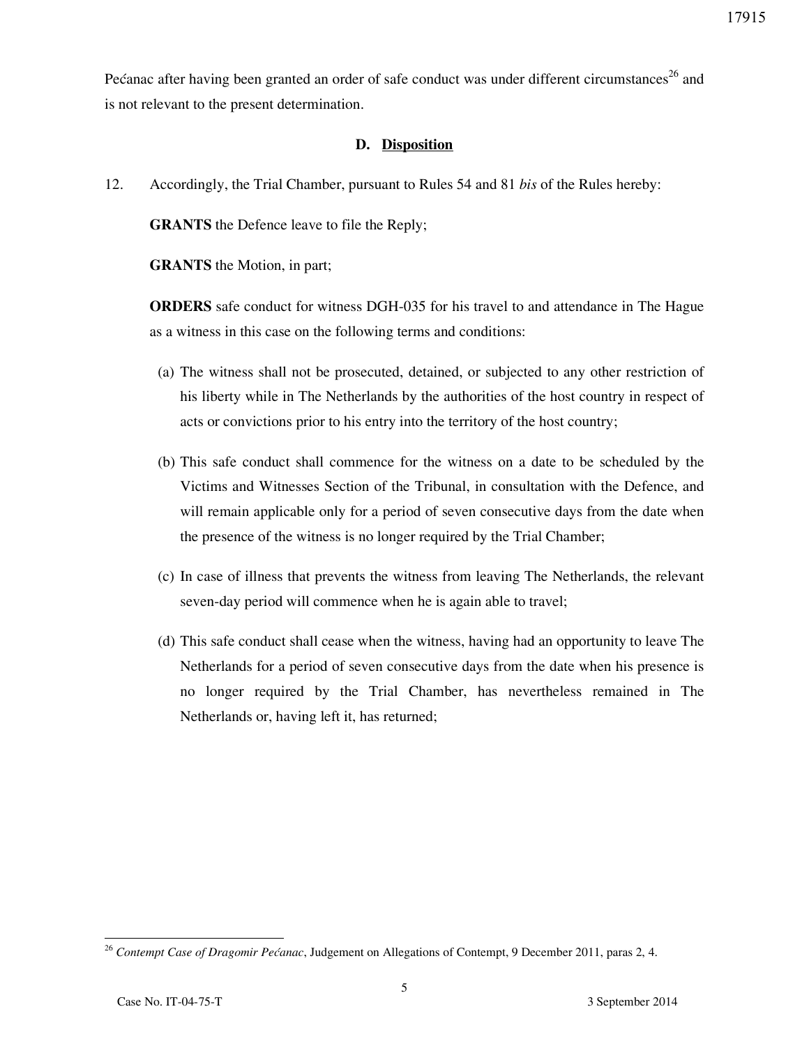Pećanac after having been granted an order of safe conduct was under different circumstances[26] and is not relevant to the present determination.

### D. Disposition

12. Accordingly, the Trial Chamber, pursuant to Rules 54 and 81 *bis* of the Rules hereby:

**GRANTS** the Defence leave to file the Reply;

**GRANTS** the Motion, in part;

**ORDERS** safe conduct for witness DGH-035 for his travel to and attendance in The Hague as a witness in this case on the following terms and conditions:

(a) The witness shall not be prosecuted, detained, or subjected to any other restriction of his liberty while in The Netherlands by the authorities of the host country in respect of acts or convictions prior to his entry into the territory of the host country;

(b) This safe conduct shall commence for the witness on a date to be scheduled by the Victims and Witnesses Section of the Tribunal, in consultation with the Defence, and will remain applicable only for a period of seven consecutive days from the date when the presence of the witness is no longer required by the Trial Chamber;

(c) In case of illness that prevents the witness from leaving The Netherlands, the relevant seven-day period will commence when he is again able to travel;

(d) This safe conduct shall cease when the witness, having had an opportunity to leave The Netherlands for a period of seven consecutive days from the date when his presence is no longer required by the Trial Chamber, has nevertheless remained in The Netherlands or, having left it, has returned;

---

[26] *Contempt Case of Dragomir Pećanac*, Judgement on Allegations of Contempt, 9 December 2011, paras 2, 4.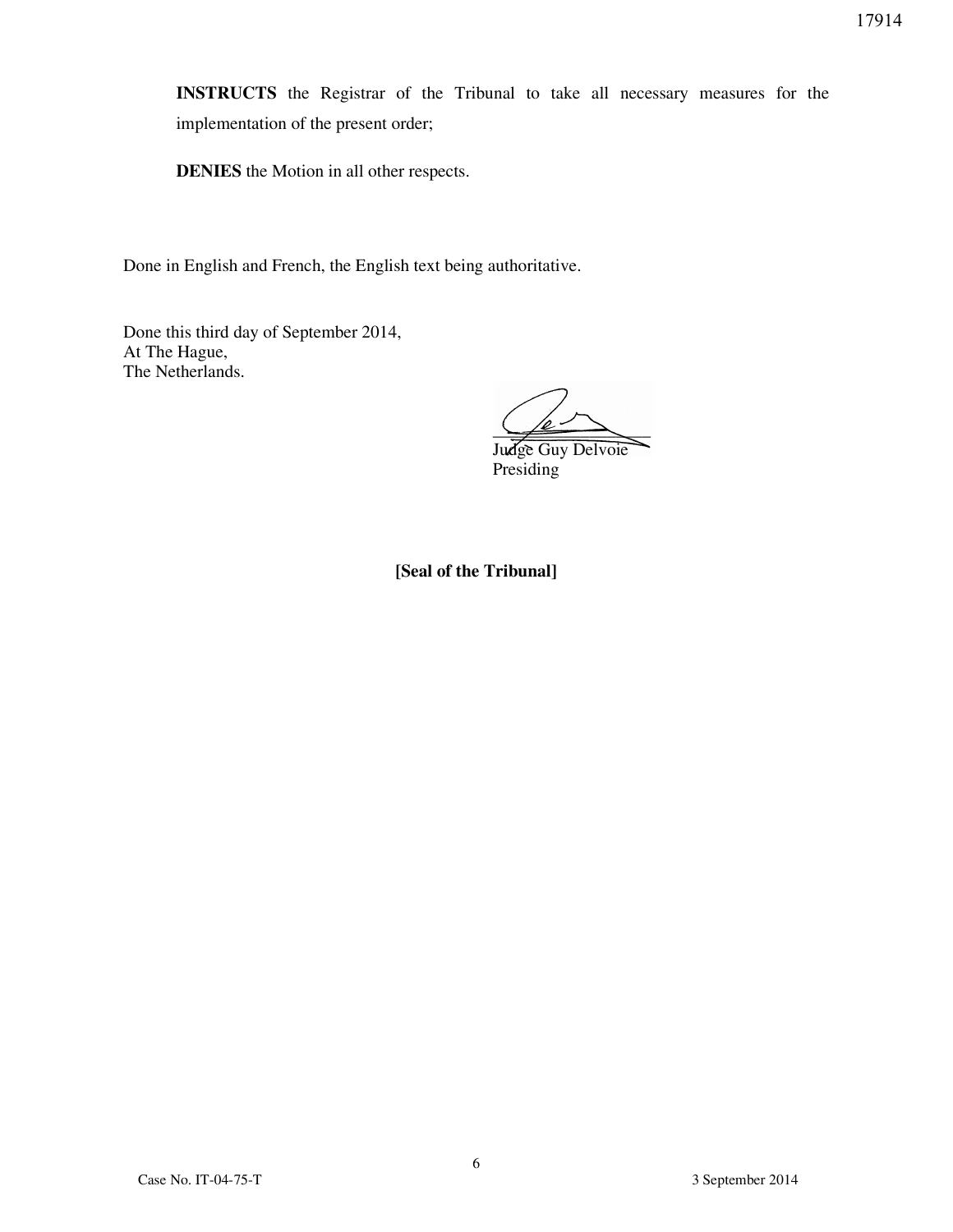**INSTRUCTS** the Registrar of the Tribunal to take all necessary measures for the implementation of the present order;

**DENIES** the Motion in all other respects.

Done in English and French, the English text being authoritative.

Done this third day of September 2014,
At The Hague,
The Netherlands.

Judge Guy Delvoie
Presiding

**[Seal of the Tribunal]**